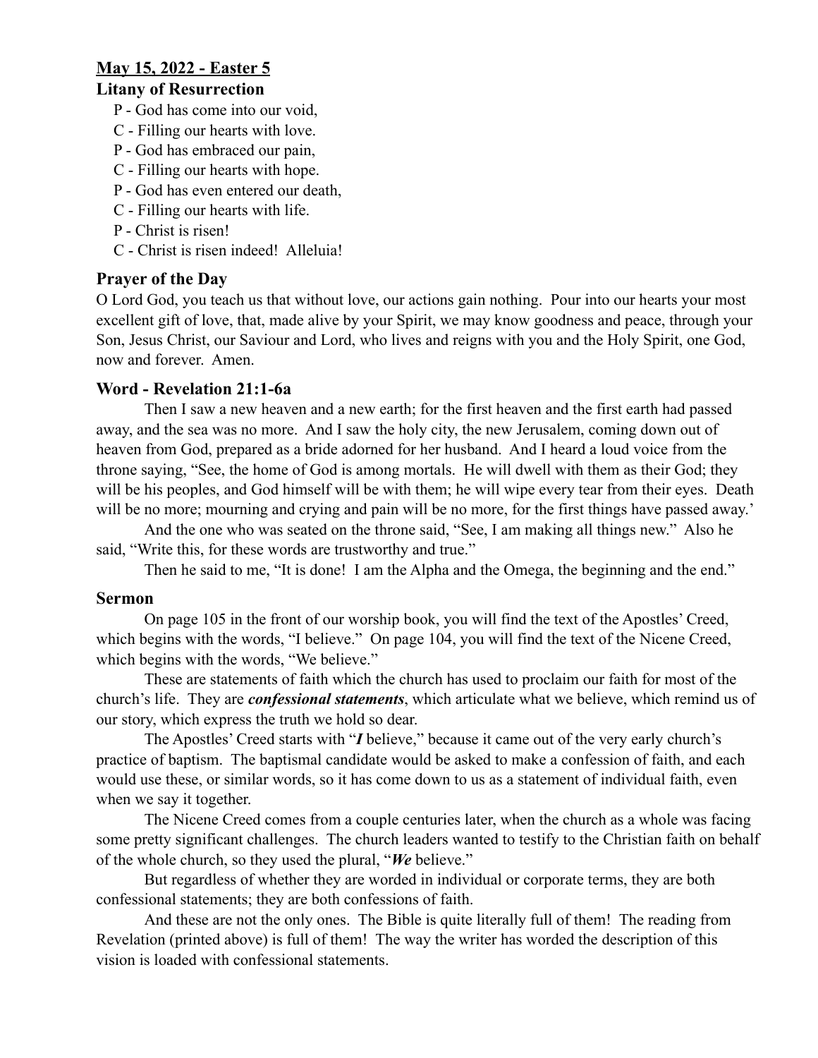## May 15, 2022 - Easter 5

### Litany of Resurrection

P - God has come into our void,
C - Filling our hearts with love.
P - God has embraced our pain,
C - Filling our hearts with hope.
P - God has even entered our death,
C - Filling our hearts with life.
P - Christ is risen!
C - Christ is risen indeed! Alleluia!

### Prayer of the Day

O Lord God, you teach us that without love, our actions gain nothing. Pour into our hearts your most excellent gift of love, that, made alive by your Spirit, we may know goodness and peace, through your Son, Jesus Christ, our Saviour and Lord, who lives and reigns with you and the Holy Spirit, one God, now and forever. Amen.

### Word - Revelation 21:1-6a

Then I saw a new heaven and a new earth; for the first heaven and the first earth had passed away, and the sea was no more. And I saw the holy city, the new Jerusalem, coming down out of heaven from God, prepared as a bride adorned for her husband. And I heard a loud voice from the throne saying, "See, the home of God is among mortals. He will dwell with them as their God; they will be his peoples, and God himself will be with them; he will wipe every tear from their eyes. Death will be no more; mourning and crying and pain will be no more, for the first things have passed away.'

And the one who was seated on the throne said, "See, I am making all things new." Also he said, "Write this, for these words are trustworthy and true."

Then he said to me, "It is done! I am the Alpha and the Omega, the beginning and the end."

### Sermon

On page 105 in the front of our worship book, you will find the text of the Apostles' Creed, which begins with the words, "I believe." On page 104, you will find the text of the Nicene Creed, which begins with the words, "We believe."

These are statements of faith which the church has used to proclaim our faith for most of the church's life. They are ***confessional statements***, which articulate what we believe, which remind us of our story, which express the truth we hold so dear.

The Apostles' Creed starts with "***I*** believe," because it came out of the very early church's practice of baptism. The baptismal candidate would be asked to make a confession of faith, and each would use these, or similar words, so it has come down to us as a statement of individual faith, even when we say it together.

The Nicene Creed comes from a couple centuries later, when the church as a whole was facing some pretty significant challenges. The church leaders wanted to testify to the Christian faith on behalf of the whole church, so they used the plural, "***We*** believe."

But regardless of whether they are worded in individual or corporate terms, they are both confessional statements; they are both confessions of faith.

And these are not the only ones. The Bible is quite literally full of them! The reading from Revelation (printed above) is full of them! The way the writer has worded the description of this vision is loaded with confessional statements.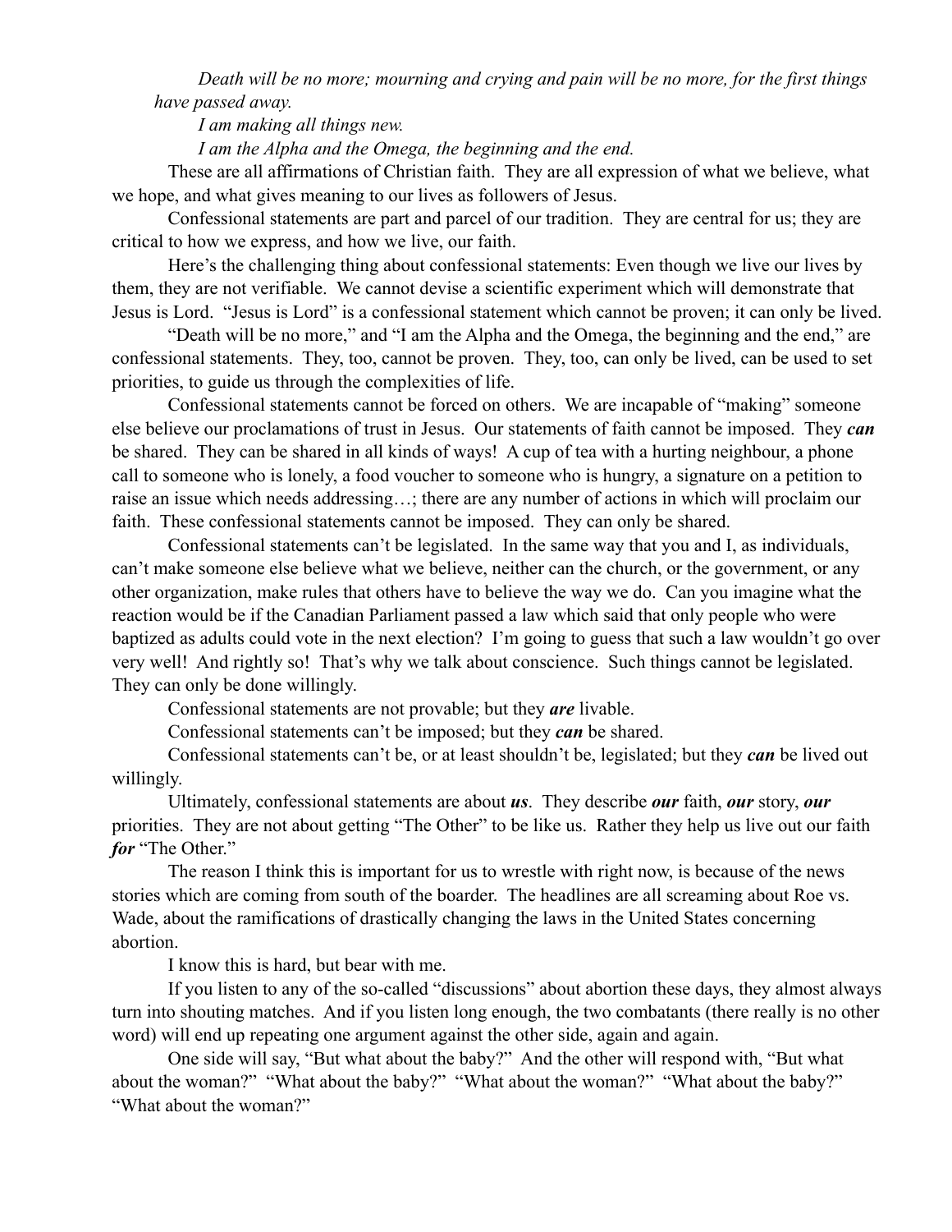*Death will be no more; mourning and crying and pain will be no more, for the first things have passed away.*

*I am making all things new.*

*I am the Alpha and the Omega, the beginning and the end.*

These are all affirmations of Christian faith. They are all expression of what we believe, what we hope, and what gives meaning to our lives as followers of Jesus.

Confessional statements are part and parcel of our tradition. They are central for us; they are critical to how we express, and how we live, our faith.

Here's the challenging thing about confessional statements: Even though we live our lives by them, they are not verifiable. We cannot devise a scientific experiment which will demonstrate that Jesus is Lord. "Jesus is Lord" is a confessional statement which cannot be proven; it can only be lived.

"Death will be no more," and "I am the Alpha and the Omega, the beginning and the end," are confessional statements. They, too, cannot be proven. They, too, can only be lived, can be used to set priorities, to guide us through the complexities of life.

Confessional statements cannot be forced on others. We are incapable of "making" someone else believe our proclamations of trust in Jesus. Our statements of faith cannot be imposed. They ***can*** be shared. They can be shared in all kinds of ways! A cup of tea with a hurting neighbour, a phone call to someone who is lonely, a food voucher to someone who is hungry, a signature on a petition to raise an issue which needs addressing…; there are any number of actions in which will proclaim our faith. These confessional statements cannot be imposed. They can only be shared.

Confessional statements can't be legislated. In the same way that you and I, as individuals, can't make someone else believe what we believe, neither can the church, or the government, or any other organization, make rules that others have to believe the way we do. Can you imagine what the reaction would be if the Canadian Parliament passed a law which said that only people who were baptized as adults could vote in the next election? I'm going to guess that such a law wouldn't go over very well! And rightly so! That's why we talk about conscience. Such things cannot be legislated. They can only be done willingly.

Confessional statements are not provable; but they ***are*** livable.

Confessional statements can't be imposed; but they ***can*** be shared.

Confessional statements can't be, or at least shouldn't be, legislated; but they ***can*** be lived out willingly.

Ultimately, confessional statements are about ***us***. They describe ***our*** faith, ***our*** story, ***our*** priorities. They are not about getting "The Other" to be like us. Rather they help us live out our faith ***for*** "The Other."

The reason I think this is important for us to wrestle with right now, is because of the news stories which are coming from south of the boarder. The headlines are all screaming about Roe vs. Wade, about the ramifications of drastically changing the laws in the United States concerning abortion.

I know this is hard, but bear with me.

If you listen to any of the so-called "discussions" about abortion these days, they almost always turn into shouting matches. And if you listen long enough, the two combatants (there really is no other word) will end up repeating one argument against the other side, again and again.

One side will say, "But what about the baby?" And the other will respond with, "But what about the woman?" "What about the baby?" "What about the woman?" "What about the baby?" "What about the woman?"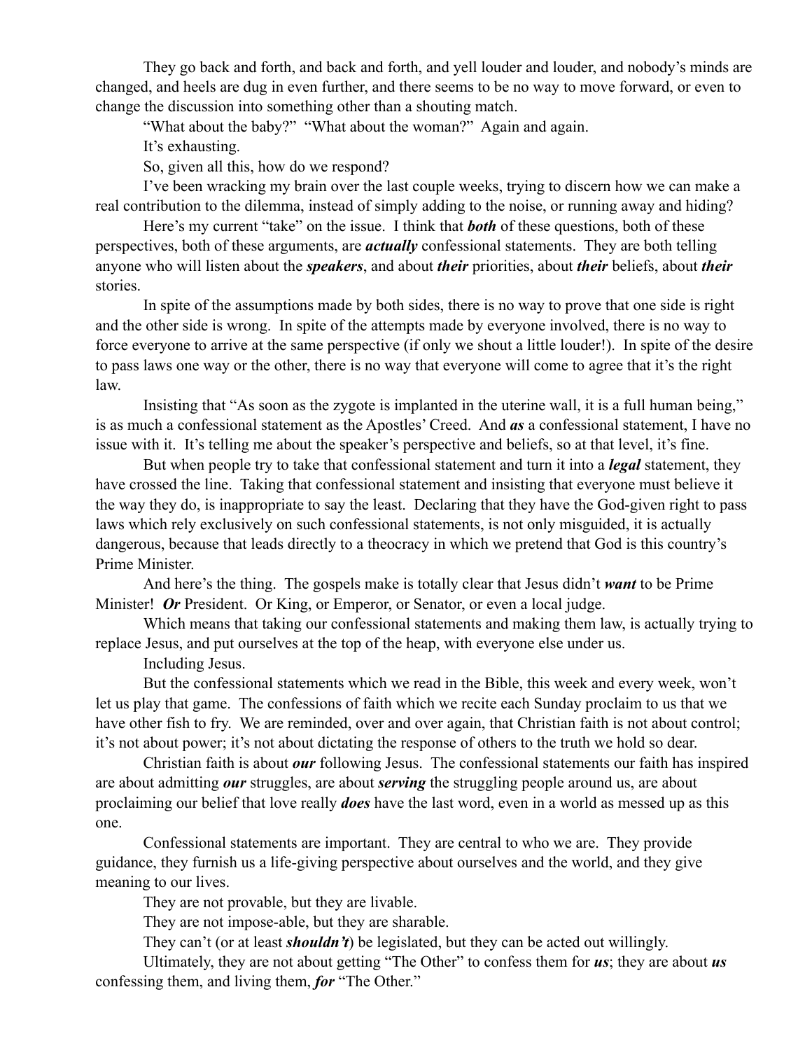They go back and forth, and back and forth, and yell louder and louder, and nobody's minds are changed, and heels are dug in even further, and there seems to be no way to move forward, or even to change the discussion into something other than a shouting match.

"What about the baby?" "What about the woman?" Again and again.

It's exhausting.

So, given all this, how do we respond?

I've been wracking my brain over the last couple weeks, trying to discern how we can make a real contribution to the dilemma, instead of simply adding to the noise, or running away and hiding?

Here's my current "take" on the issue. I think that ***both*** of these questions, both of these perspectives, both of these arguments, are ***actually*** confessional statements. They are both telling anyone who will listen about the ***speakers***, and about ***their*** priorities, about ***their*** beliefs, about ***their*** stories.

In spite of the assumptions made by both sides, there is no way to prove that one side is right and the other side is wrong. In spite of the attempts made by everyone involved, there is no way to force everyone to arrive at the same perspective (if only we shout a little louder!). In spite of the desire to pass laws one way or the other, there is no way that everyone will come to agree that it's the right law.

Insisting that "As soon as the zygote is implanted in the uterine wall, it is a full human being," is as much a confessional statement as the Apostles' Creed. And ***as*** a confessional statement, I have no issue with it. It's telling me about the speaker's perspective and beliefs, so at that level, it's fine.

But when people try to take that confessional statement and turn it into a ***legal*** statement, they have crossed the line. Taking that confessional statement and insisting that everyone must believe it the way they do, is inappropriate to say the least. Declaring that they have the God-given right to pass laws which rely exclusively on such confessional statements, is not only misguided, it is actually dangerous, because that leads directly to a theocracy in which we pretend that God is this country's Prime Minister.

And here's the thing. The gospels make is totally clear that Jesus didn't ***want*** to be Prime Minister! ***Or*** President. Or King, or Emperor, or Senator, or even a local judge.

Which means that taking our confessional statements and making them law, is actually trying to replace Jesus, and put ourselves at the top of the heap, with everyone else under us.

Including Jesus.

But the confessional statements which we read in the Bible, this week and every week, won't let us play that game. The confessions of faith which we recite each Sunday proclaim to us that we have other fish to fry. We are reminded, over and over again, that Christian faith is not about control; it's not about power; it's not about dictating the response of others to the truth we hold so dear.

Christian faith is about ***our*** following Jesus. The confessional statements our faith has inspired are about admitting ***our*** struggles, are about ***serving*** the struggling people around us, are about proclaiming our belief that love really ***does*** have the last word, even in a world as messed up as this one.

Confessional statements are important. They are central to who we are. They provide guidance, they furnish us a life-giving perspective about ourselves and the world, and they give meaning to our lives.

They are not provable, but they are livable.

They are not impose-able, but they are sharable.

They can't (or at least ***shouldn't***) be legislated, but they can be acted out willingly.

Ultimately, they are not about getting "The Other" to confess them for ***us***; they are about ***us*** confessing them, and living them, ***for*** "The Other."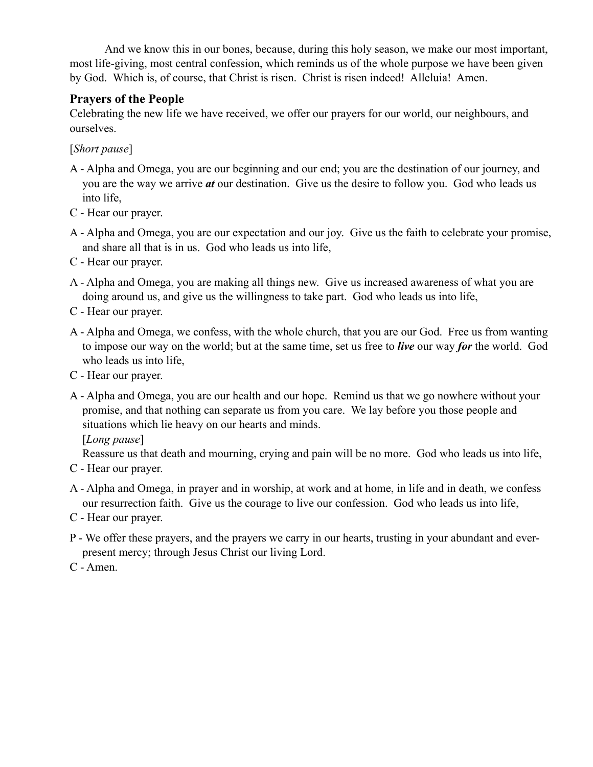And we know this in our bones, because, during this holy season, we make our most important, most life-giving, most central confession, which reminds us of the whole purpose we have been given by God. Which is, of course, that Christ is risen. Christ is risen indeed! Alleluia! Amen.

### Prayers of the People

Celebrating the new life we have received, we offer our prayers for our world, our neighbours, and ourselves.

[*Short pause*]

A - Alpha and Omega, you are our beginning and our end; you are the destination of our journey, and you are the way we arrive ***at*** our destination. Give us the desire to follow you. God who leads us into life,

C - Hear our prayer.

A - Alpha and Omega, you are our expectation and our joy. Give us the faith to celebrate your promise, and share all that is in us. God who leads us into life,

C - Hear our prayer.

A - Alpha and Omega, you are making all things new. Give us increased awareness of what you are doing around us, and give us the willingness to take part. God who leads us into life,

C - Hear our prayer.

A - Alpha and Omega, we confess, with the whole church, that you are our God. Free us from wanting to impose our way on the world; but at the same time, set us free to ***live*** our way ***for*** the world. God who leads us into life,

C - Hear our prayer.

A - Alpha and Omega, you are our health and our hope. Remind us that we go nowhere without your promise, and that nothing can separate us from you care. We lay before you those people and situations which lie heavy on our hearts and minds.
[*Long pause*]
Reassure us that death and mourning, crying and pain will be no more. God who leads us into life,

C - Hear our prayer.

A - Alpha and Omega, in prayer and in worship, at work and at home, in life and in death, we confess our resurrection faith. Give us the courage to live our confession. God who leads us into life,

C - Hear our prayer.

P - We offer these prayers, and the prayers we carry in our hearts, trusting in your abundant and ever-present mercy; through Jesus Christ our living Lord.

C - Amen.